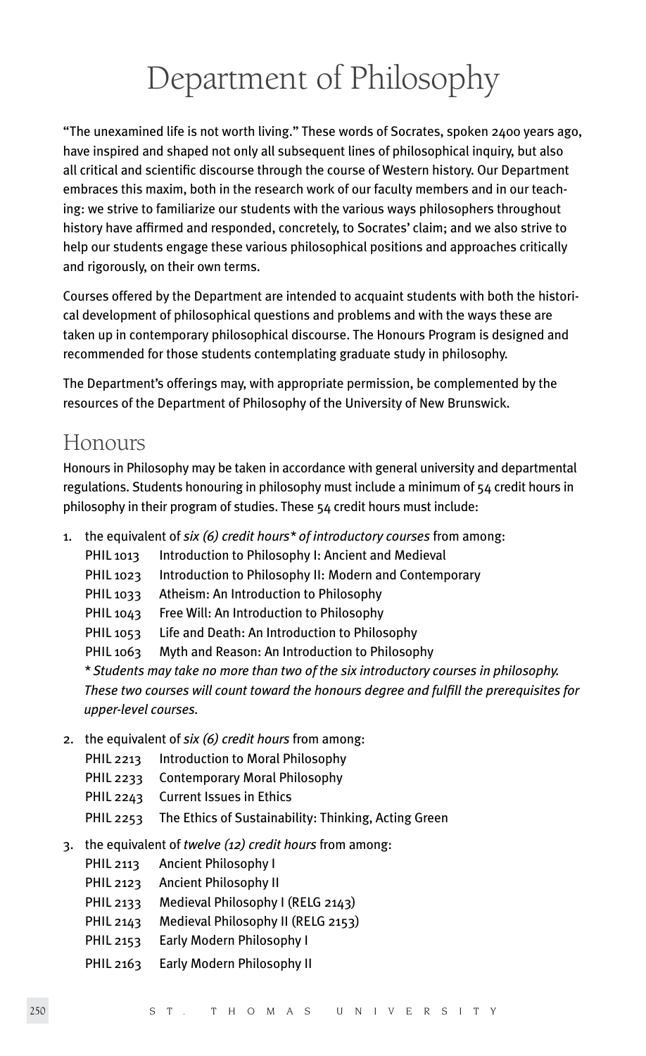# Department of Philosophy

"The unexamined life is not worth living." These words of Socrates, spoken 2400 years ago, have inspired and shaped not only all subsequent lines of philosophical inquiry, but also all critical and scientific discourse through the course of Western history. Our Department embraces this maxim, both in the research work of our faculty members and in our teaching: we strive to familiarize our students with the various ways philosophers throughout history have affirmed and responded, concretely, to Socrates' claim; and we also strive to help our students engage these various philosophical positions and approaches critically and rigorously, on their own terms.

Courses offered by the Department are intended to acquaint students with both the historical development of philosophical questions and problems and with the ways these are taken up in contemporary philosophical discourse. The Honours Program is designed and recommended for those students contemplating graduate study in philosophy.

The Department's offerings may, with appropriate permission, be complemented by the resources of the Department of Philosophy of the University of New Brunswick.

## Honours

Honours in Philosophy may be taken in accordance with general university and departmental regulations. Students honouring in philosophy must include a minimum of 54 credit hours in philosophy in their program of studies. These 54 credit hours must include:

1. the equivalent of *six (6) credit hours\* of introductory courses* from among:
   - PHIL 1013 Introduction to Philosophy I: Ancient and Medieval
   - PHIL 1023 Introduction to Philosophy II: Modern and Contemporary
   - PHIL 1033 Atheism: An Introduction to Philosophy
   - PHIL 1043 Free Will: An Introduction to Philosophy
   - PHIL 1053 Life and Death: An Introduction to Philosophy
   - PHIL 1063 Myth and Reason: An Introduction to Philosophy

   *\* Students may take no more than two of the six introductory courses in philosophy. These two courses will count toward the honours degree and fulfill the prerequisites for upper-level courses.*

2. the equivalent of *six (6) credit hours* from among:
   - PHIL 2213 Introduction to Moral Philosophy
   - PHIL 2233 Contemporary Moral Philosophy
   - PHIL 2243 Current Issues in Ethics
   - PHIL 2253 The Ethics of Sustainability: Thinking, Acting Green

3. the equivalent of *twelve (12) credit hours* from among:
   - PHIL 2113 Ancient Philosophy I
   - PHIL 2123 Ancient Philosophy II
   - PHIL 2133 Medieval Philosophy I (RELG 2143)
   - PHIL 2143 Medieval Philosophy II (RELG 2153)
   - PHIL 2153 Early Modern Philosophy I
   - PHIL 2163 Early Modern Philosophy II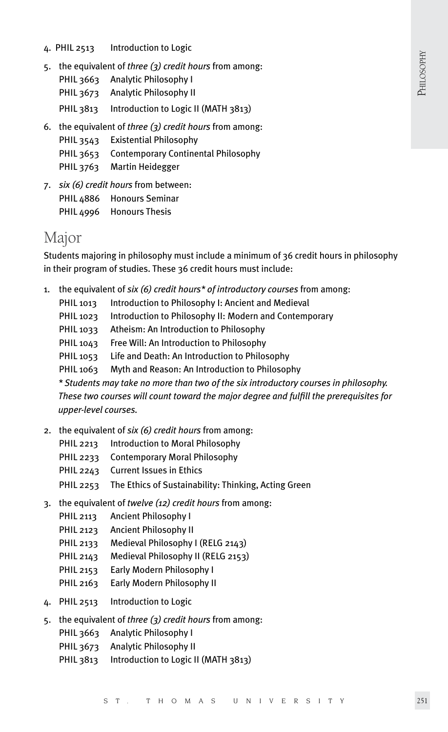4. PHIL 2513 Introduction to Logic

5. the equivalent of *three (3) credit hours* from among:
   - PHIL 3663 Analytic Philosophy I
   - PHIL 3673 Analytic Philosophy II
   - PHIL 3813 Introduction to Logic II (MATH 3813)

6. the equivalent of *three (3) credit hours* from among:
   - PHIL 3543 Existential Philosophy
   - PHIL 3653 Contemporary Continental Philosophy
   - PHIL 3763 Martin Heidegger

7. *six (6) credit hours* from between:
   - PHIL 4886 Honours Seminar
   - PHIL 4996 Honours Thesis

## Major

Students majoring in philosophy must include a minimum of 36 credit hours in philosophy in their program of studies. These 36 credit hours must include:

1. the equivalent of *six (6) credit hours\* of introductory courses* from among:
   - PHIL 1013 Introduction to Philosophy I: Ancient and Medieval
   - PHIL 1023 Introduction to Philosophy II: Modern and Contemporary
   - PHIL 1033 Atheism: An Introduction to Philosophy
   - PHIL 1043 Free Will: An Introduction to Philosophy
   - PHIL 1053 Life and Death: An Introduction to Philosophy
   - PHIL 1063 Myth and Reason: An Introduction to Philosophy

   *\* Students may take no more than two of the six introductory courses in philosophy. These two courses will count toward the major degree and fulfill the prerequisites for upper-level courses.*

2. the equivalent of *six (6) credit hours* from among:
   - PHIL 2213 Introduction to Moral Philosophy
   - PHIL 2233 Contemporary Moral Philosophy
   - PHIL 2243 Current Issues in Ethics
   - PHIL 2253 The Ethics of Sustainability: Thinking, Acting Green

3. the equivalent of *twelve (12) credit hours* from among:
   - PHIL 2113 Ancient Philosophy I
   - PHIL 2123 Ancient Philosophy II
   - PHIL 2133 Medieval Philosophy I (RELG 2143)
   - PHIL 2143 Medieval Philosophy II (RELG 2153)
   - PHIL 2153 Early Modern Philosophy I
   - PHIL 2163 Early Modern Philosophy II

4. PHIL 2513 Introduction to Logic

5. the equivalent of *three (3) credit hours* from among:
   - PHIL 3663 Analytic Philosophy I
   - PHIL 3673 Analytic Philosophy II
   - PHIL 3813 Introduction to Logic II (MATH 3813)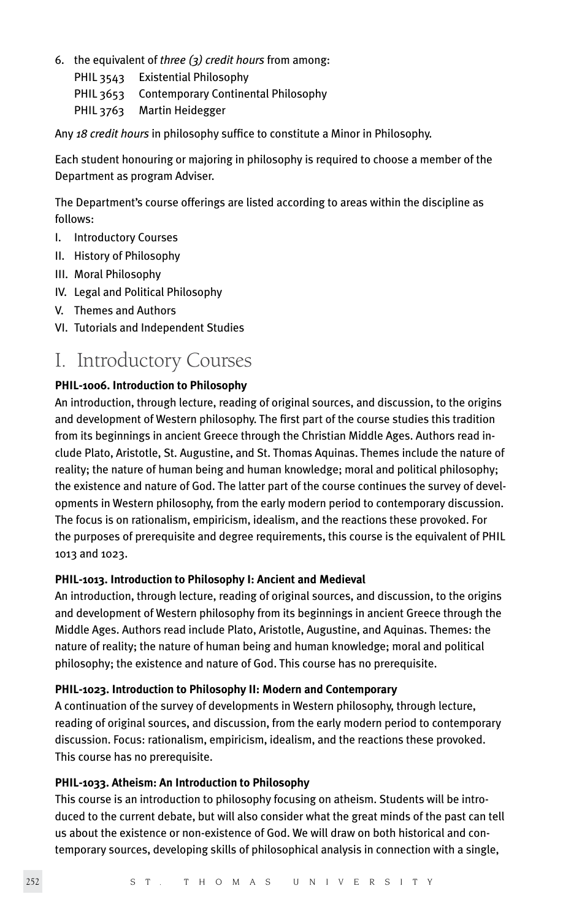6. the equivalent of *three (3) credit hours* from among:
   PHIL 3543 Existential Philosophy
   PHIL 3653 Contemporary Continental Philosophy
   PHIL 3763 Martin Heidegger

Any *18 credit hours* in philosophy suffice to constitute a Minor in Philosophy.

Each student honouring or majoring in philosophy is required to choose a member of the Department as program Adviser.

The Department's course offerings are listed according to areas within the discipline as follows:

I. Introductory Courses
II. History of Philosophy
III. Moral Philosophy
IV. Legal and Political Philosophy
V. Themes and Authors
VI. Tutorials and Independent Studies

# I. Introductory Courses

**PHIL-1006. Introduction to Philosophy**

An introduction, through lecture, reading of original sources, and discussion, to the origins and development of Western philosophy. The first part of the course studies this tradition from its beginnings in ancient Greece through the Christian Middle Ages. Authors read include Plato, Aristotle, St. Augustine, and St. Thomas Aquinas. Themes include the nature of reality; the nature of human being and human knowledge; moral and political philosophy; the existence and nature of God. The latter part of the course continues the survey of developments in Western philosophy, from the early modern period to contemporary discussion. The focus is on rationalism, empiricism, idealism, and the reactions these provoked. For the purposes of prerequisite and degree requirements, this course is the equivalent of PHIL 1013 and 1023.

**PHIL-1013. Introduction to Philosophy I: Ancient and Medieval**

An introduction, through lecture, reading of original sources, and discussion, to the origins and development of Western philosophy from its beginnings in ancient Greece through the Middle Ages. Authors read include Plato, Aristotle, Augustine, and Aquinas. Themes: the nature of reality; the nature of human being and human knowledge; moral and political philosophy; the existence and nature of God. This course has no prerequisite.

**PHIL-1023. Introduction to Philosophy II: Modern and Contemporary**

A continuation of the survey of developments in Western philosophy, through lecture, reading of original sources, and discussion, from the early modern period to contemporary discussion. Focus: rationalism, empiricism, idealism, and the reactions these provoked. This course has no prerequisite.

**PHIL-1033. Atheism: An Introduction to Philosophy**

This course is an introduction to philosophy focusing on atheism. Students will be introduced to the current debate, but will also consider what the great minds of the past can tell us about the existence or non-existence of God. We will draw on both historical and contemporary sources, developing skills of philosophical analysis in connection with a single,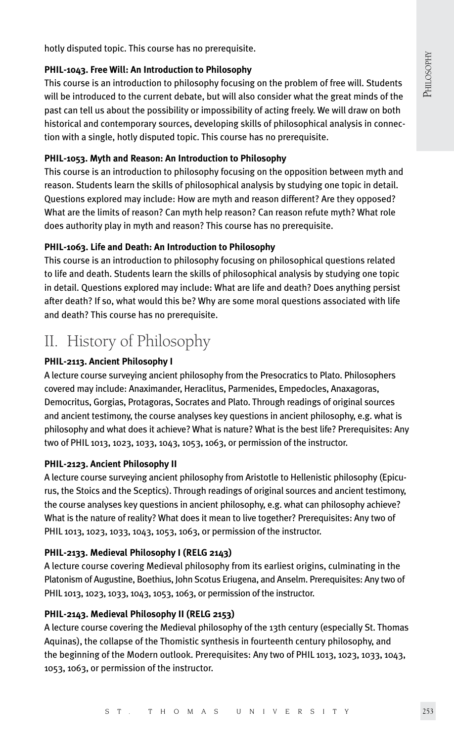hotly disputed topic. This course has no prerequisite.

**PHIL-1043. Free Will: An Introduction to Philosophy**

This course is an introduction to philosophy focusing on the problem of free will. Students will be introduced to the current debate, but will also consider what the great minds of the past can tell us about the possibility or impossibility of acting freely. We will draw on both historical and contemporary sources, developing skills of philosophical analysis in connection with a single, hotly disputed topic. This course has no prerequisite.

**PHIL-1053. Myth and Reason: An Introduction to Philosophy**

This course is an introduction to philosophy focusing on the opposition between myth and reason. Students learn the skills of philosophical analysis by studying one topic in detail. Questions explored may include: How are myth and reason different? Are they opposed? What are the limits of reason? Can myth help reason? Can reason refute myth? What role does authority play in myth and reason? This course has no prerequisite.

**PHIL-1063. Life and Death: An Introduction to Philosophy**

This course is an introduction to philosophy focusing on philosophical questions related to life and death. Students learn the skills of philosophical analysis by studying one topic in detail. Questions explored may include: What are life and death? Does anything persist after death? If so, what would this be? Why are some moral questions associated with life and death? This course has no prerequisite.

## II. History of Philosophy

**PHIL-2113. Ancient Philosophy I**

A lecture course surveying ancient philosophy from the Presocratics to Plato. Philosophers covered may include: Anaximander, Heraclitus, Parmenides, Empedocles, Anaxagoras, Democritus, Gorgias, Protagoras, Socrates and Plato. Through readings of original sources and ancient testimony, the course analyses key questions in ancient philosophy, e.g. what is philosophy and what does it achieve? What is nature? What is the best life? Prerequisites: Any two of PHIL 1013, 1023, 1033, 1043, 1053, 1063, or permission of the instructor.

**PHIL-2123. Ancient Philosophy II**

A lecture course surveying ancient philosophy from Aristotle to Hellenistic philosophy (Epicurus, the Stoics and the Sceptics). Through readings of original sources and ancient testimony, the course analyses key questions in ancient philosophy, e.g. what can philosophy achieve? What is the nature of reality? What does it mean to live together? Prerequisites: Any two of PHIL 1013, 1023, 1033, 1043, 1053, 1063, or permission of the instructor.

**PHIL-2133. Medieval Philosophy I (RELG 2143)**

A lecture course covering Medieval philosophy from its earliest origins, culminating in the Platonism of Augustine, Boethius, John Scotus Eriugena, and Anselm. Prerequisites: Any two of PHIL 1013, 1023, 1033, 1043, 1053, 1063, or permission of the instructor.

**PHIL-2143. Medieval Philosophy II (RELG 2153)**

A lecture course covering the Medieval philosophy of the 13th century (especially St. Thomas Aquinas), the collapse of the Thomistic synthesis in fourteenth century philosophy, and the beginning of the Modern outlook. Prerequisites: Any two of PHIL 1013, 1023, 1033, 1043, 1053, 1063, or permission of the instructor.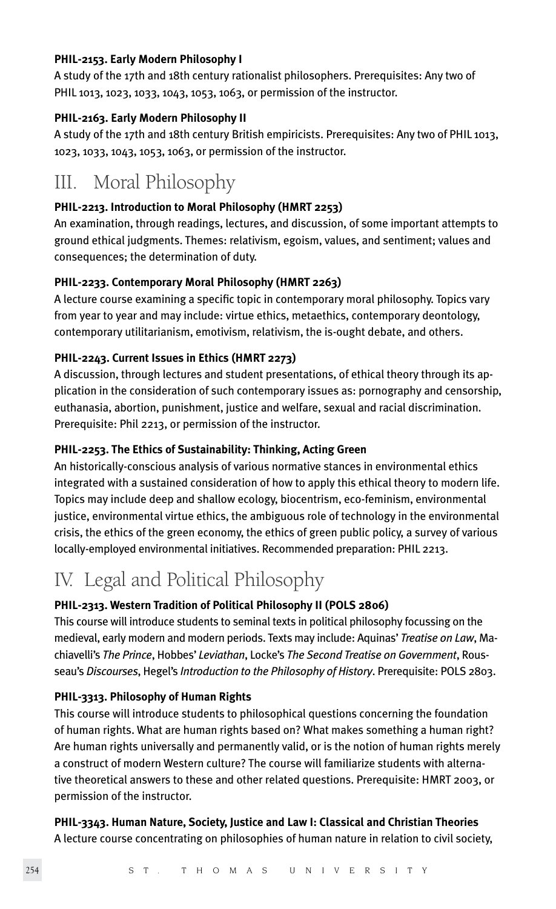**PHIL-2153. Early Modern Philosophy I**

A study of the 17th and 18th century rationalist philosophers. Prerequisites: Any two of PHIL 1013, 1023, 1033, 1043, 1053, 1063, or permission of the instructor.

**PHIL-2163. Early Modern Philosophy II**

A study of the 17th and 18th century British empiricists. Prerequisites: Any two of PHIL 1013, 1023, 1033, 1043, 1053, 1063, or permission of the instructor.

# III. Moral Philosophy

**PHIL-2213. Introduction to Moral Philosophy (HMRT 2253)**

An examination, through readings, lectures, and discussion, of some important attempts to ground ethical judgments. Themes: relativism, egoism, values, and sentiment; values and consequences; the determination of duty.

**PHIL-2233. Contemporary Moral Philosophy (HMRT 2263)**

A lecture course examining a specific topic in contemporary moral philosophy. Topics vary from year to year and may include: virtue ethics, metaethics, contemporary deontology, contemporary utilitarianism, emotivism, relativism, the is-ought debate, and others.

**PHIL-2243. Current Issues in Ethics (HMRT 2273)**

A discussion, through lectures and student presentations, of ethical theory through its application in the consideration of such contemporary issues as: pornography and censorship, euthanasia, abortion, punishment, justice and welfare, sexual and racial discrimination. Prerequisite: Phil 2213, or permission of the instructor.

**PHIL-2253. The Ethics of Sustainability: Thinking, Acting Green**

An historically-conscious analysis of various normative stances in environmental ethics integrated with a sustained consideration of how to apply this ethical theory to modern life. Topics may include deep and shallow ecology, biocentrism, eco-feminism, environmental justice, environmental virtue ethics, the ambiguous role of technology in the environmental crisis, the ethics of the green economy, the ethics of green public policy, a survey of various locally-employed environmental initiatives. Recommended preparation: PHIL 2213.

# IV. Legal and Political Philosophy

**PHIL-2313. Western Tradition of Political Philosophy II (POLS 2806)**

This course will introduce students to seminal texts in political philosophy focussing on the medieval, early modern and modern periods. Texts may include: Aquinas' *Treatise on Law*, Machiavelli's *The Prince*, Hobbes' *Leviathan*, Locke's *The Second Treatise on Government*, Rousseau's *Discourses*, Hegel's *Introduction to the Philosophy of History*. Prerequisite: POLS 2803.

**PHIL-3313. Philosophy of Human Rights**

This course will introduce students to philosophical questions concerning the foundation of human rights. What are human rights based on? What makes something a human right? Are human rights universally and permanently valid, or is the notion of human rights merely a construct of modern Western culture? The course will familiarize students with alternative theoretical answers to these and other related questions. Prerequisite: HMRT 2003, or permission of the instructor.

**PHIL-3343. Human Nature, Society, Justice and Law I: Classical and Christian Theories**

A lecture course concentrating on philosophies of human nature in relation to civil society,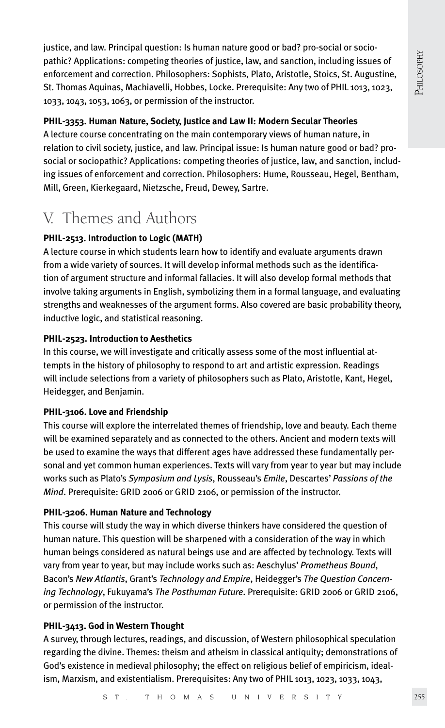justice, and law. Principal question: Is human nature good or bad? pro-social or sociopathic? Applications: competing theories of justice, law, and sanction, including issues of enforcement and correction. Philosophers: Sophists, Plato, Aristotle, Stoics, St. Augustine, St. Thomas Aquinas, Machiavelli, Hobbes, Locke. Prerequisite: Any two of PHIL 1013, 1023, 1033, 1043, 1053, 1063, or permission of the instructor.

**PHIL-3353. Human Nature, Society, Justice and Law II: Modern Secular Theories**
A lecture course concentrating on the main contemporary views of human nature, in relation to civil society, justice, and law. Principal issue: Is human nature good or bad? pro-social or sociopathic? Applications: competing theories of justice, law, and sanction, including issues of enforcement and correction. Philosophers: Hume, Rousseau, Hegel, Bentham, Mill, Green, Kierkegaard, Nietzsche, Freud, Dewey, Sartre.

## V. Themes and Authors

**PHIL-2513. Introduction to Logic (MATH)**
A lecture course in which students learn how to identify and evaluate arguments drawn from a wide variety of sources. It will develop informal methods such as the identification of argument structure and informal fallacies. It will also develop formal methods that involve taking arguments in English, symbolizing them in a formal language, and evaluating strengths and weaknesses of the argument forms. Also covered are basic probability theory, inductive logic, and statistical reasoning.

**PHIL-2523. Introduction to Aesthetics**
In this course, we will investigate and critically assess some of the most influential attempts in the history of philosophy to respond to art and artistic expression. Readings will include selections from a variety of philosophers such as Plato, Aristotle, Kant, Hegel, Heidegger, and Benjamin.

**PHIL-3106. Love and Friendship**
This course will explore the interrelated themes of friendship, love and beauty. Each theme will be examined separately and as connected to the others. Ancient and modern texts will be used to examine the ways that different ages have addressed these fundamentally personal and yet common human experiences. Texts will vary from year to year but may include works such as Plato's *Symposium and Lysis*, Rousseau's *Emile*, Descartes' *Passions of the Mind*. Prerequisite: GRID 2006 or GRID 2106, or permission of the instructor.

**PHIL-3206. Human Nature and Technology**
This course will study the way in which diverse thinkers have considered the question of human nature. This question will be sharpened with a consideration of the way in which human beings considered as natural beings use and are affected by technology. Texts will vary from year to year, but may include works such as: Aeschylus' *Prometheus Bound*, Bacon's *New Atlantis*, Grant's *Technology and Empire*, Heidegger's *The Question Concerning Technology*, Fukuyama's *The Posthuman Future*. Prerequisite: GRID 2006 or GRID 2106, or permission of the instructor.

**PHIL-3413. God in Western Thought**
A survey, through lectures, readings, and discussion, of Western philosophical speculation regarding the divine. Themes: theism and atheism in classical antiquity; demonstrations of God's existence in medieval philosophy; the effect on religious belief of empiricism, idealism, Marxism, and existentialism. Prerequisites: Any two of PHIL 1013, 1023, 1033, 1043,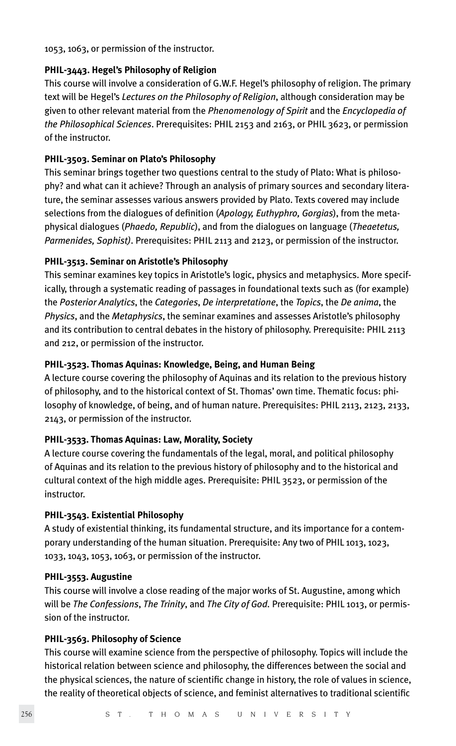1053, 1063, or permission of the instructor.

**PHIL-3443. Hegel's Philosophy of Religion**
This course will involve a consideration of G.W.F. Hegel's philosophy of religion. The primary text will be Hegel's *Lectures on the Philosophy of Religion*, although consideration may be given to other relevant material from the *Phenomenology of Spirit* and the *Encyclopedia of the Philosophical Sciences*. Prerequisites: PHIL 2153 and 2163, or PHIL 3623, or permission of the instructor.

**PHIL-3503. Seminar on Plato's Philosophy**
This seminar brings together two questions central to the study of Plato: What is philosophy? and what can it achieve? Through an analysis of primary sources and secondary literature, the seminar assesses various answers provided by Plato. Texts covered may include selections from the dialogues of definition (*Apology, Euthyphro, Gorgias*), from the metaphysical dialogues (*Phaedo, Republic*), and from the dialogues on language (*Theaetetus, Parmenides, Sophist)*. Prerequisites: PHIL 2113 and 2123, or permission of the instructor.

**PHIL-3513. Seminar on Aristotle's Philosophy**
This seminar examines key topics in Aristotle's logic, physics and metaphysics. More specifically, through a systematic reading of passages in foundational texts such as (for example) the *Posterior Analytics*, the *Categories*, *De interpretatione*, the *Topics*, the *De anima*, the *Physics*, and the *Metaphysics*, the seminar examines and assesses Aristotle's philosophy and its contribution to central debates in the history of philosophy. Prerequisite: PHIL 2113 and 212, or permission of the instructor.

**PHIL-3523. Thomas Aquinas: Knowledge, Being, and Human Being**
A lecture course covering the philosophy of Aquinas and its relation to the previous history of philosophy, and to the historical context of St. Thomas' own time. Thematic focus: philosophy of knowledge, of being, and of human nature. Prerequisites: PHIL 2113, 2123, 2133, 2143, or permission of the instructor.

**PHIL-3533. Thomas Aquinas: Law, Morality, Society**
A lecture course covering the fundamentals of the legal, moral, and political philosophy of Aquinas and its relation to the previous history of philosophy and to the historical and cultural context of the high middle ages. Prerequisite: PHIL 3523, or permission of the instructor.

**PHIL-3543. Existential Philosophy**
A study of existential thinking, its fundamental structure, and its importance for a contemporary understanding of the human situation. Prerequisite: Any two of PHIL 1013, 1023, 1033, 1043, 1053, 1063, or permission of the instructor.

**PHIL-3553. Augustine**
This course will involve a close reading of the major works of St. Augustine, among which will be *The Confessions*, *The Trinity*, and *The City of God*. Prerequisite: PHIL 1013, or permission of the instructor.

**PHIL-3563. Philosophy of Science**
This course will examine science from the perspective of philosophy. Topics will include the historical relation between science and philosophy, the differences between the social and the physical sciences, the nature of scientific change in history, the role of values in science, the reality of theoretical objects of science, and feminist alternatives to traditional scientific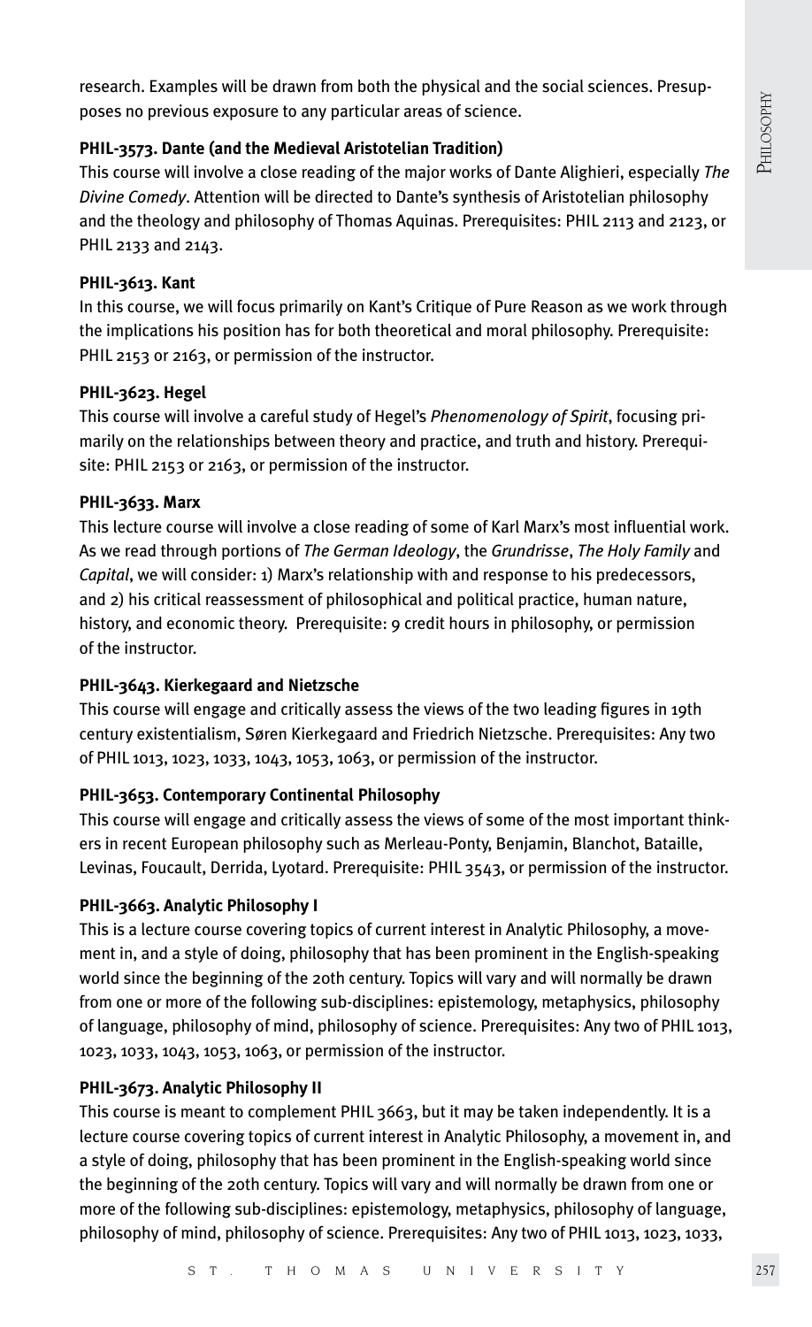research. Examples will be drawn from both the physical and the social sciences. Presupposes no previous exposure to any particular areas of science.

**PHIL-3573. Dante (and the Medieval Aristotelian Tradition)**

This course will involve a close reading of the major works of Dante Alighieri, especially *The Divine Comedy*. Attention will be directed to Dante's synthesis of Aristotelian philosophy and the theology and philosophy of Thomas Aquinas. Prerequisites: PHIL 2113 and 2123, or PHIL 2133 and 2143.

**PHIL-3613. Kant**

In this course, we will focus primarily on Kant's Critique of Pure Reason as we work through the implications his position has for both theoretical and moral philosophy. Prerequisite: PHIL 2153 or 2163, or permission of the instructor.

**PHIL-3623. Hegel**

This course will involve a careful study of Hegel's *Phenomenology of Spirit*, focusing primarily on the relationships between theory and practice, and truth and history. Prerequisite: PHIL 2153 or 2163, or permission of the instructor.

**PHIL-3633. Marx**

This lecture course will involve a close reading of some of Karl Marx's most influential work. As we read through portions of *The German Ideology*, the *Grundrisse*, *The Holy Family* and *Capital*, we will consider: 1) Marx's relationship with and response to his predecessors, and 2) his critical reassessment of philosophical and political practice, human nature, history, and economic theory. Prerequisite: 9 credit hours in philosophy, or permission of the instructor.

**PHIL-3643. Kierkegaard and Nietzsche**

This course will engage and critically assess the views of the two leading figures in 19th century existentialism, Søren Kierkegaard and Friedrich Nietzsche. Prerequisites: Any two of PHIL 1013, 1023, 1033, 1043, 1053, 1063, or permission of the instructor.

**PHIL-3653. Contemporary Continental Philosophy**

This course will engage and critically assess the views of some of the most important thinkers in recent European philosophy such as Merleau-Ponty, Benjamin, Blanchot, Bataille, Levinas, Foucault, Derrida, Lyotard. Prerequisite: PHIL 3543, or permission of the instructor.

**PHIL-3663. Analytic Philosophy I**

This is a lecture course covering topics of current interest in Analytic Philosophy, a movement in, and a style of doing, philosophy that has been prominent in the English-speaking world since the beginning of the 20th century. Topics will vary and will normally be drawn from one or more of the following sub-disciplines: epistemology, metaphysics, philosophy of language, philosophy of mind, philosophy of science. Prerequisites: Any two of PHIL 1013, 1023, 1033, 1043, 1053, 1063, or permission of the instructor.

**PHIL-3673. Analytic Philosophy II**

This course is meant to complement PHIL 3663, but it may be taken independently. It is a lecture course covering topics of current interest in Analytic Philosophy, a movement in, and a style of doing, philosophy that has been prominent in the English-speaking world since the beginning of the 20th century. Topics will vary and will normally be drawn from one or more of the following sub-disciplines: epistemology, metaphysics, philosophy of language, philosophy of mind, philosophy of science. Prerequisites: Any two of PHIL 1013, 1023, 1033,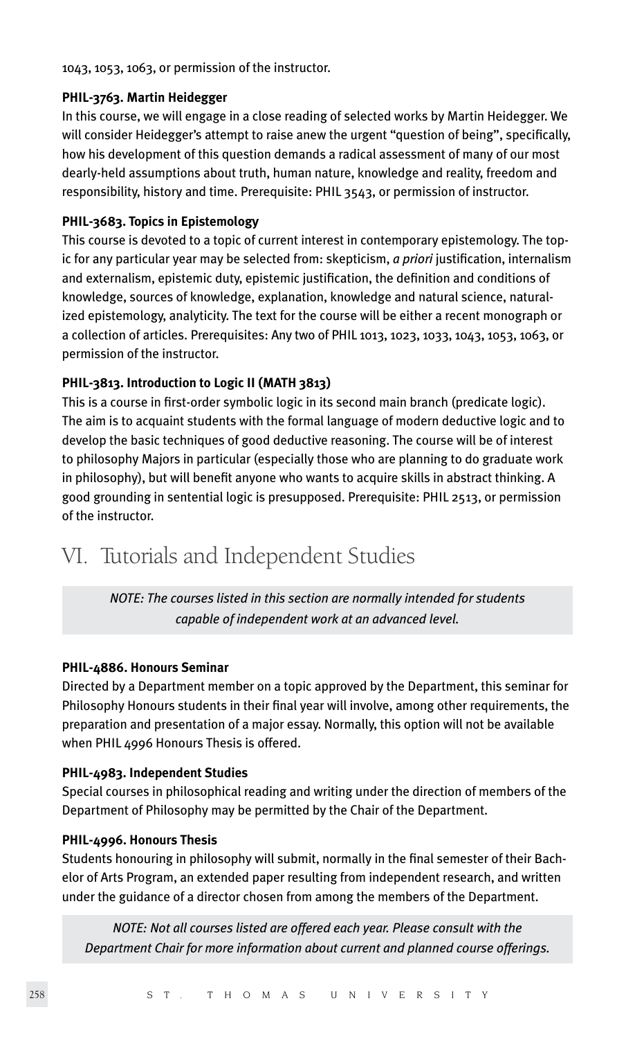1043, 1053, 1063, or permission of the instructor.

**PHIL-3763. Martin Heidegger**

In this course, we will engage in a close reading of selected works by Martin Heidegger. We will consider Heidegger's attempt to raise anew the urgent "question of being", specifically, how his development of this question demands a radical assessment of many of our most dearly-held assumptions about truth, human nature, knowledge and reality, freedom and responsibility, history and time. Prerequisite: PHIL 3543, or permission of instructor.

**PHIL-3683. Topics in Epistemology**

This course is devoted to a topic of current interest in contemporary epistemology. The topic for any particular year may be selected from: skepticism, *a priori* justification, internalism and externalism, epistemic duty, epistemic justification, the definition and conditions of knowledge, sources of knowledge, explanation, knowledge and natural science, naturalized epistemology, analyticity. The text for the course will be either a recent monograph or a collection of articles. Prerequisites: Any two of PHIL 1013, 1023, 1033, 1043, 1053, 1063, or permission of the instructor.

**PHIL-3813. Introduction to Logic II (MATH 3813)**

This is a course in first-order symbolic logic in its second main branch (predicate logic). The aim is to acquaint students with the formal language of modern deductive logic and to develop the basic techniques of good deductive reasoning. The course will be of interest to philosophy Majors in particular (especially those who are planning to do graduate work in philosophy), but will benefit anyone who wants to acquire skills in abstract thinking. A good grounding in sentential logic is presupposed. Prerequisite: PHIL 2513, or permission of the instructor.

## VI. Tutorials and Independent Studies

*NOTE: The courses listed in this section are normally intended for students capable of independent work at an advanced level.*

**PHIL-4886. Honours Seminar**

Directed by a Department member on a topic approved by the Department, this seminar for Philosophy Honours students in their final year will involve, among other requirements, the preparation and presentation of a major essay. Normally, this option will not be available when PHIL 4996 Honours Thesis is offered.

**PHIL-4983. Independent Studies**

Special courses in philosophical reading and writing under the direction of members of the Department of Philosophy may be permitted by the Chair of the Department.

**PHIL-4996. Honours Thesis**

Students honouring in philosophy will submit, normally in the final semester of their Bachelor of Arts Program, an extended paper resulting from independent research, and written under the guidance of a director chosen from among the members of the Department.

*NOTE: Not all courses listed are offered each year. Please consult with the Department Chair for more information about current and planned course offerings.*